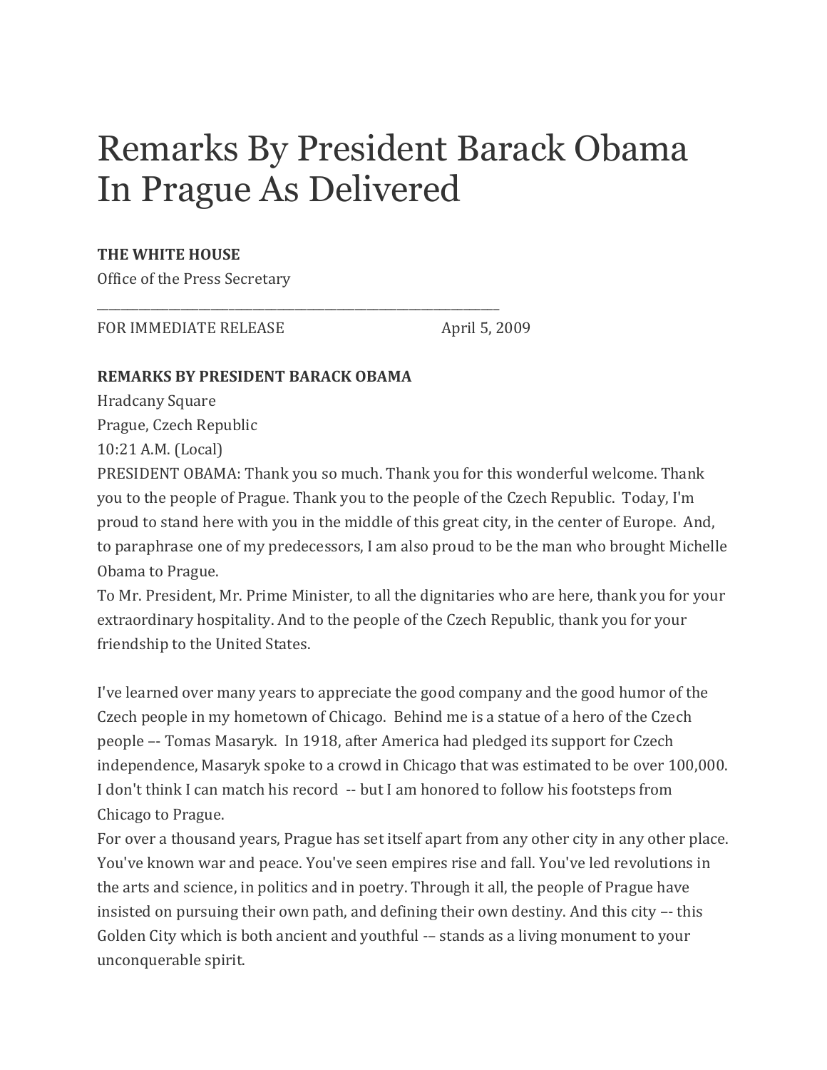# Remarks By President Barack Obama In Prague As Delivered

**THE WHITE HOUSE**
Office of the Press Secretary

---

FOR IMMEDIATE RELEASE April 5, 2009

**REMARKS BY PRESIDENT BARACK OBAMA**
Hradcany Square
Prague, Czech Republic
10:21 A.M. (Local)

PRESIDENT OBAMA: Thank you so much. Thank you for this wonderful welcome. Thank you to the people of Prague. Thank you to the people of the Czech Republic. Today, I'm proud to stand here with you in the middle of this great city, in the center of Europe. And, to paraphrase one of my predecessors, I am also proud to be the man who brought Michelle Obama to Prague.

To Mr. President, Mr. Prime Minister, to all the dignitaries who are here, thank you for your extraordinary hospitality. And to the people of the Czech Republic, thank you for your friendship to the United States.

I've learned over many years to appreciate the good company and the good humor of the Czech people in my hometown of Chicago. Behind me is a statue of a hero of the Czech people –- Tomas Masaryk. In 1918, after America had pledged its support for Czech independence, Masaryk spoke to a crowd in Chicago that was estimated to be over 100,000. I don't think I can match his record -- but I am honored to follow his footsteps from Chicago to Prague.

For over a thousand years, Prague has set itself apart from any other city in any other place. You've known war and peace. You've seen empires rise and fall. You've led revolutions in the arts and science, in politics and in poetry. Through it all, the people of Prague have insisted on pursuing their own path, and defining their own destiny. And this city –- this Golden City which is both ancient and youthful -– stands as a living monument to your unconquerable spirit.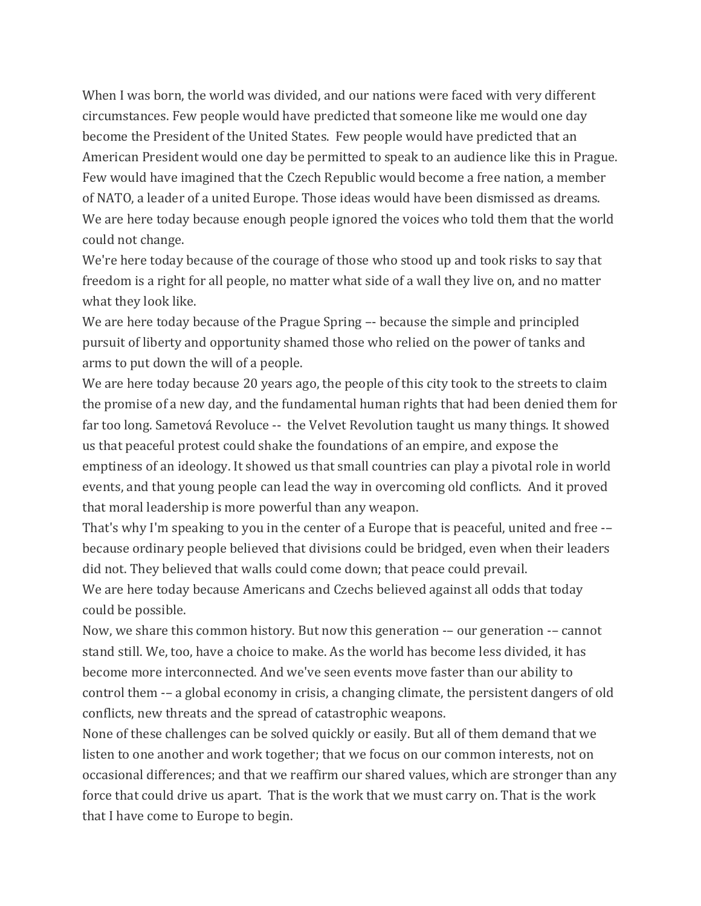When I was born, the world was divided, and our nations were faced with very different circumstances. Few people would have predicted that someone like me would one day become the President of the United States. Few people would have predicted that an American President would one day be permitted to speak to an audience like this in Prague. Few would have imagined that the Czech Republic would become a free nation, a member of NATO, a leader of a united Europe. Those ideas would have been dismissed as dreams. We are here today because enough people ignored the voices who told them that the world could not change.

We're here today because of the courage of those who stood up and took risks to say that freedom is a right for all people, no matter what side of a wall they live on, and no matter what they look like.

We are here today because of the Prague Spring –- because the simple and principled pursuit of liberty and opportunity shamed those who relied on the power of tanks and arms to put down the will of a people.

We are here today because 20 years ago, the people of this city took to the streets to claim the promise of a new day, and the fundamental human rights that had been denied them for far too long. Sametová Revoluce -- the Velvet Revolution taught us many things. It showed us that peaceful protest could shake the foundations of an empire, and expose the emptiness of an ideology. It showed us that small countries can play a pivotal role in world events, and that young people can lead the way in overcoming old conflicts. And it proved that moral leadership is more powerful than any weapon.

That's why I'm speaking to you in the center of a Europe that is peaceful, united and free -– because ordinary people believed that divisions could be bridged, even when their leaders did not. They believed that walls could come down; that peace could prevail.

We are here today because Americans and Czechs believed against all odds that today could be possible.

Now, we share this common history. But now this generation -– our generation -– cannot stand still. We, too, have a choice to make. As the world has become less divided, it has become more interconnected. And we've seen events move faster than our ability to control them -– a global economy in crisis, a changing climate, the persistent dangers of old conflicts, new threats and the spread of catastrophic weapons.

None of these challenges can be solved quickly or easily. But all of them demand that we listen to one another and work together; that we focus on our common interests, not on occasional differences; and that we reaffirm our shared values, which are stronger than any force that could drive us apart. That is the work that we must carry on. That is the work that I have come to Europe to begin.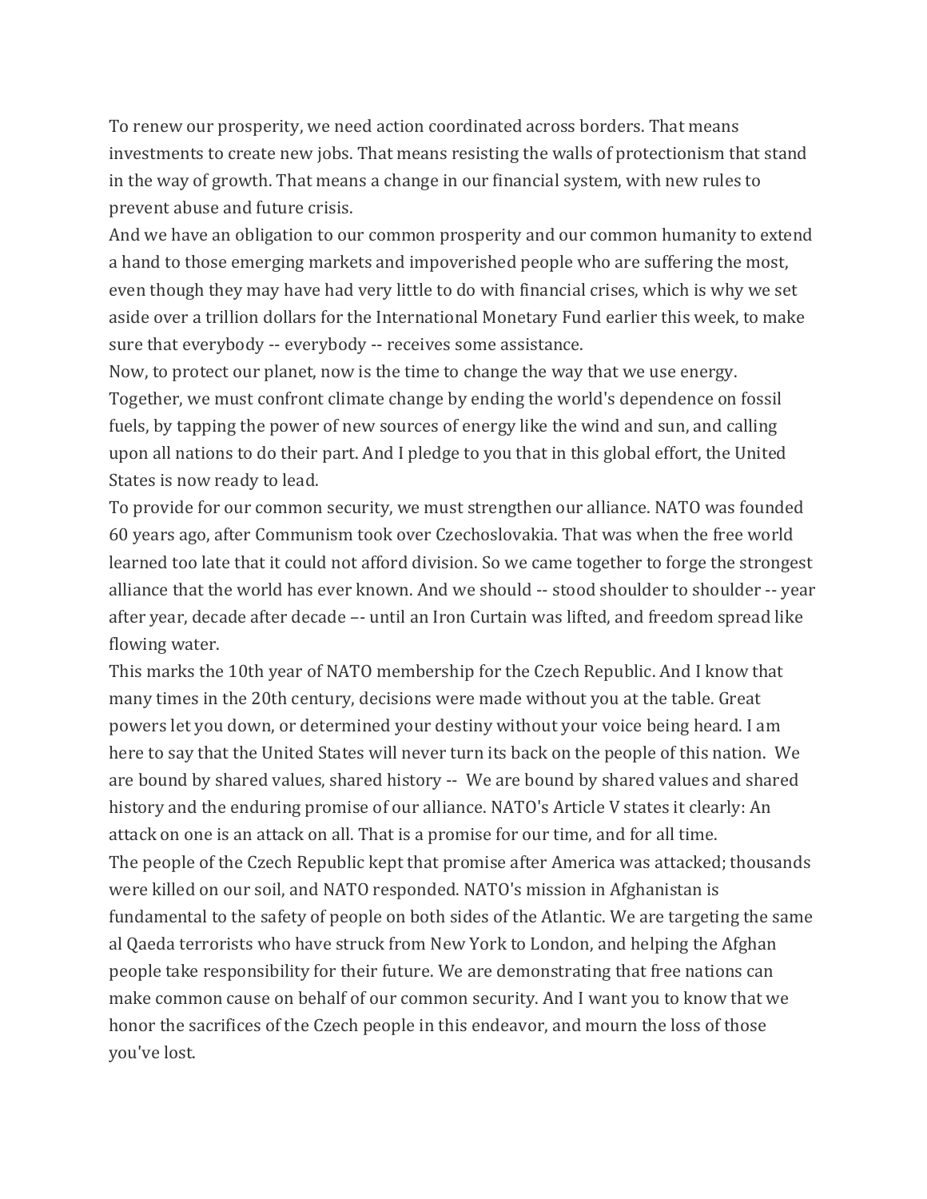To renew our prosperity, we need action coordinated across borders. That means investments to create new jobs. That means resisting the walls of protectionism that stand in the way of growth. That means a change in our financial system, with new rules to prevent abuse and future crisis.

And we have an obligation to our common prosperity and our common humanity to extend a hand to those emerging markets and impoverished people who are suffering the most, even though they may have had very little to do with financial crises, which is why we set aside over a trillion dollars for the International Monetary Fund earlier this week, to make sure that everybody -- everybody -- receives some assistance.

Now, to protect our planet, now is the time to change the way that we use energy. Together, we must confront climate change by ending the world's dependence on fossil fuels, by tapping the power of new sources of energy like the wind and sun, and calling upon all nations to do their part. And I pledge to you that in this global effort, the United States is now ready to lead.

To provide for our common security, we must strengthen our alliance. NATO was founded 60 years ago, after Communism took over Czechoslovakia. That was when the free world learned too late that it could not afford division. So we came together to forge the strongest alliance that the world has ever known. And we should -- stood shoulder to shoulder -- year after year, decade after decade –- until an Iron Curtain was lifted, and freedom spread like flowing water.

This marks the 10th year of NATO membership for the Czech Republic. And I know that many times in the 20th century, decisions were made without you at the table. Great powers let you down, or determined your destiny without your voice being heard. I am here to say that the United States will never turn its back on the people of this nation. We are bound by shared values, shared history -- We are bound by shared values and shared history and the enduring promise of our alliance. NATO's Article V states it clearly: An attack on one is an attack on all. That is a promise for our time, and for all time.

The people of the Czech Republic kept that promise after America was attacked; thousands were killed on our soil, and NATO responded. NATO's mission in Afghanistan is fundamental to the safety of people on both sides of the Atlantic. We are targeting the same al Qaeda terrorists who have struck from New York to London, and helping the Afghan people take responsibility for their future. We are demonstrating that free nations can make common cause on behalf of our common security. And I want you to know that we honor the sacrifices of the Czech people in this endeavor, and mourn the loss of those you've lost.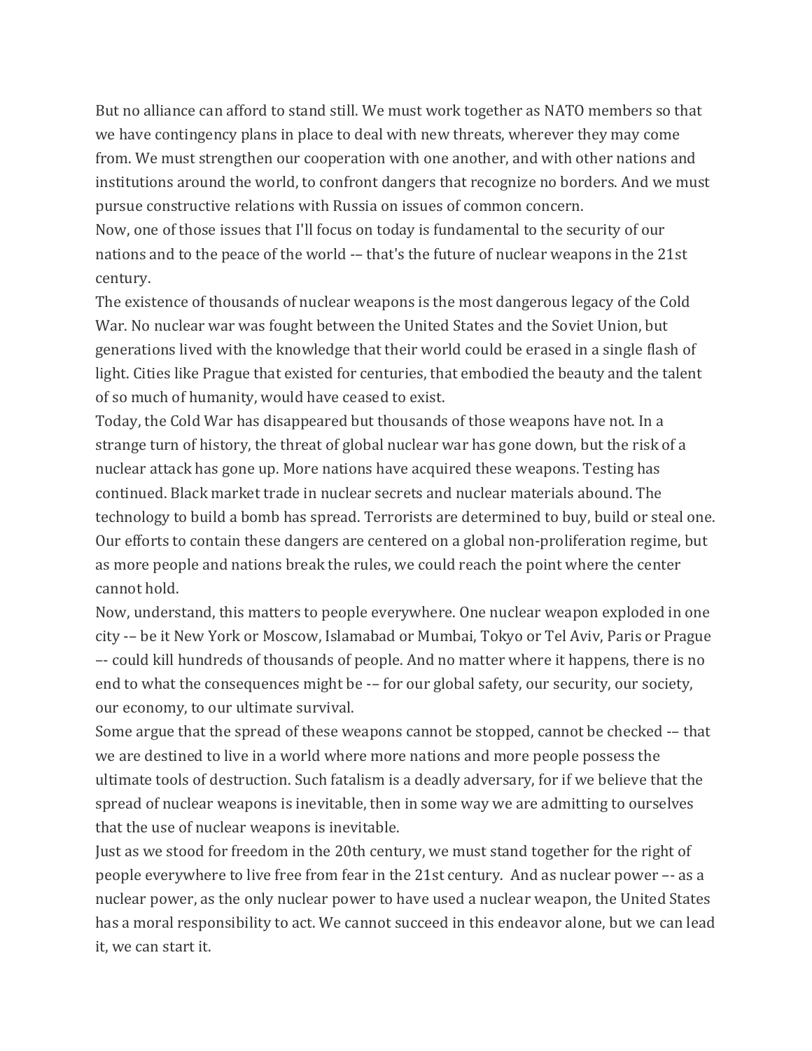But no alliance can afford to stand still. We must work together as NATO members so that we have contingency plans in place to deal with new threats, wherever they may come from. We must strengthen our cooperation with one another, and with other nations and institutions around the world, to confront dangers that recognize no borders. And we must pursue constructive relations with Russia on issues of common concern.

Now, one of those issues that I'll focus on today is fundamental to the security of our nations and to the peace of the world -– that's the future of nuclear weapons in the 21st century.

The existence of thousands of nuclear weapons is the most dangerous legacy of the Cold War. No nuclear war was fought between the United States and the Soviet Union, but generations lived with the knowledge that their world could be erased in a single flash of light. Cities like Prague that existed for centuries, that embodied the beauty and the talent of so much of humanity, would have ceased to exist.

Today, the Cold War has disappeared but thousands of those weapons have not. In a strange turn of history, the threat of global nuclear war has gone down, but the risk of a nuclear attack has gone up. More nations have acquired these weapons. Testing has continued. Black market trade in nuclear secrets and nuclear materials abound. The technology to build a bomb has spread. Terrorists are determined to buy, build or steal one. Our efforts to contain these dangers are centered on a global non-proliferation regime, but as more people and nations break the rules, we could reach the point where the center cannot hold.

Now, understand, this matters to people everywhere. One nuclear weapon exploded in one city -– be it New York or Moscow, Islamabad or Mumbai, Tokyo or Tel Aviv, Paris or Prague –- could kill hundreds of thousands of people. And no matter where it happens, there is no end to what the consequences might be -– for our global safety, our security, our society, our economy, to our ultimate survival.

Some argue that the spread of these weapons cannot be stopped, cannot be checked -– that we are destined to live in a world where more nations and more people possess the ultimate tools of destruction. Such fatalism is a deadly adversary, for if we believe that the spread of nuclear weapons is inevitable, then in some way we are admitting to ourselves that the use of nuclear weapons is inevitable.

Just as we stood for freedom in the 20th century, we must stand together for the right of people everywhere to live free from fear in the 21st century. And as nuclear power –- as a nuclear power, as the only nuclear power to have used a nuclear weapon, the United States has a moral responsibility to act. We cannot succeed in this endeavor alone, but we can lead it, we can start it.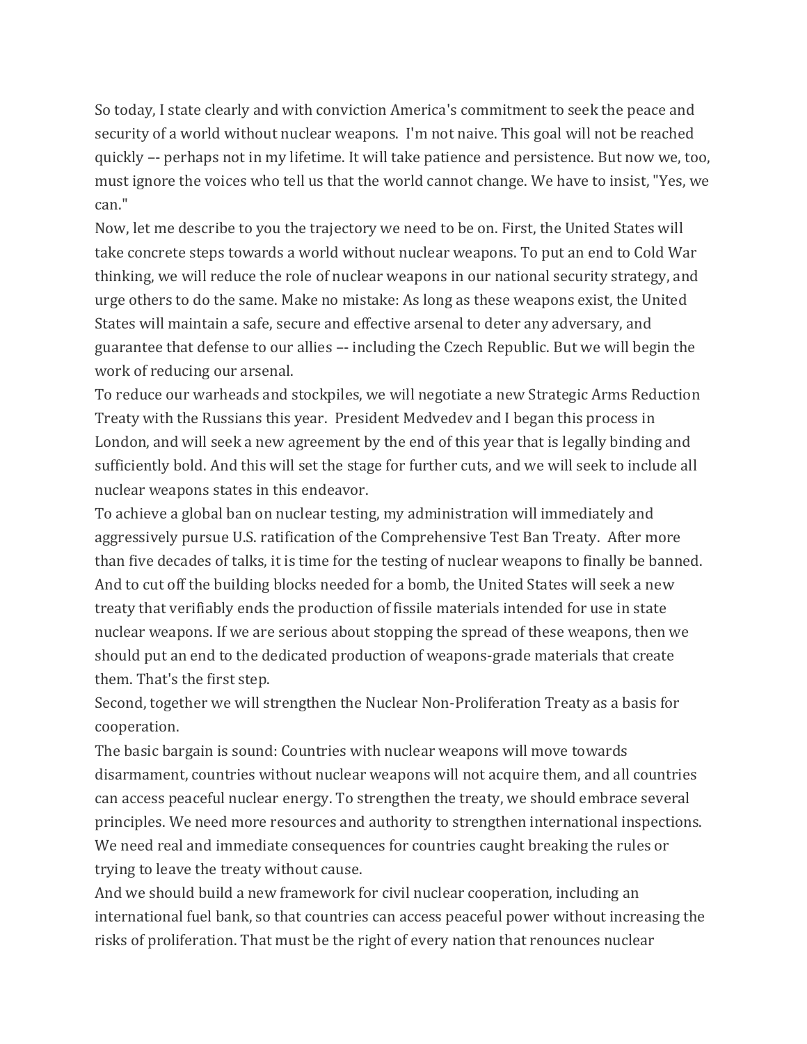So today, I state clearly and with conviction America's commitment to seek the peace and security of a world without nuclear weapons. I'm not naive. This goal will not be reached quickly –- perhaps not in my lifetime. It will take patience and persistence. But now we, too, must ignore the voices who tell us that the world cannot change. We have to insist, "Yes, we can."

Now, let me describe to you the trajectory we need to be on. First, the United States will take concrete steps towards a world without nuclear weapons. To put an end to Cold War thinking, we will reduce the role of nuclear weapons in our national security strategy, and urge others to do the same. Make no mistake: As long as these weapons exist, the United States will maintain a safe, secure and effective arsenal to deter any adversary, and guarantee that defense to our allies –- including the Czech Republic. But we will begin the work of reducing our arsenal.

To reduce our warheads and stockpiles, we will negotiate a new Strategic Arms Reduction Treaty with the Russians this year. President Medvedev and I began this process in London, and will seek a new agreement by the end of this year that is legally binding and sufficiently bold. And this will set the stage for further cuts, and we will seek to include all nuclear weapons states in this endeavor.

To achieve a global ban on nuclear testing, my administration will immediately and aggressively pursue U.S. ratification of the Comprehensive Test Ban Treaty. After more than five decades of talks, it is time for the testing of nuclear weapons to finally be banned.

And to cut off the building blocks needed for a bomb, the United States will seek a new treaty that verifiably ends the production of fissile materials intended for use in state nuclear weapons. If we are serious about stopping the spread of these weapons, then we should put an end to the dedicated production of weapons-grade materials that create them. That's the first step.

Second, together we will strengthen the Nuclear Non-Proliferation Treaty as a basis for cooperation.

The basic bargain is sound: Countries with nuclear weapons will move towards disarmament, countries without nuclear weapons will not acquire them, and all countries can access peaceful nuclear energy. To strengthen the treaty, we should embrace several principles. We need more resources and authority to strengthen international inspections. We need real and immediate consequences for countries caught breaking the rules or trying to leave the treaty without cause.

And we should build a new framework for civil nuclear cooperation, including an international fuel bank, so that countries can access peaceful power without increasing the risks of proliferation. That must be the right of every nation that renounces nuclear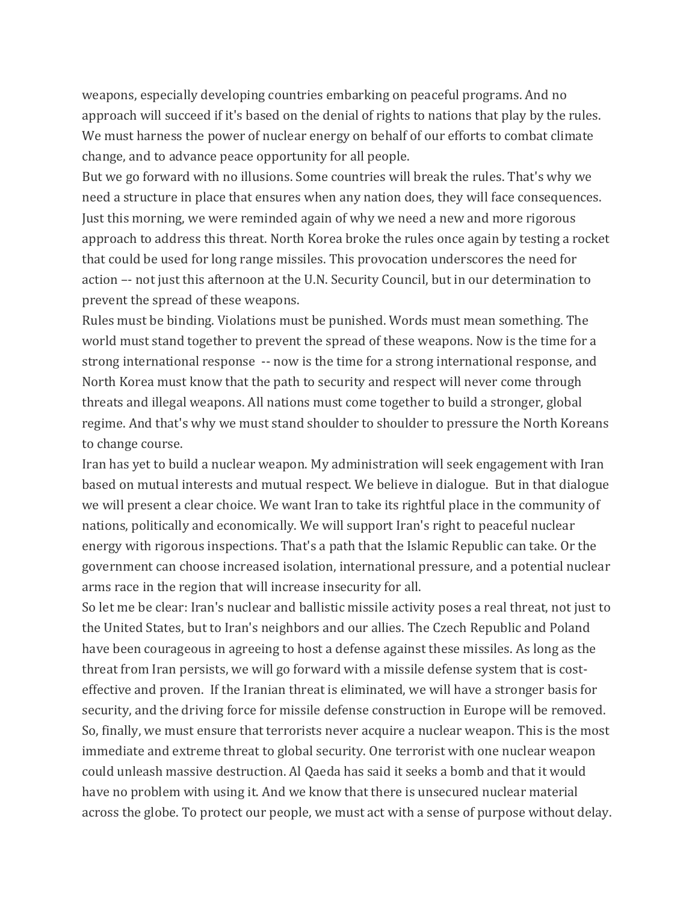weapons, especially developing countries embarking on peaceful programs. And no approach will succeed if it's based on the denial of rights to nations that play by the rules. We must harness the power of nuclear energy on behalf of our efforts to combat climate change, and to advance peace opportunity for all people.

But we go forward with no illusions. Some countries will break the rules. That's why we need a structure in place that ensures when any nation does, they will face consequences. Just this morning, we were reminded again of why we need a new and more rigorous approach to address this threat. North Korea broke the rules once again by testing a rocket that could be used for long range missiles. This provocation underscores the need for action –- not just this afternoon at the U.N. Security Council, but in our determination to prevent the spread of these weapons.

Rules must be binding. Violations must be punished. Words must mean something. The world must stand together to prevent the spread of these weapons. Now is the time for a strong international response -- now is the time for a strong international response, and North Korea must know that the path to security and respect will never come through threats and illegal weapons. All nations must come together to build a stronger, global regime. And that's why we must stand shoulder to shoulder to pressure the North Koreans to change course.

Iran has yet to build a nuclear weapon. My administration will seek engagement with Iran based on mutual interests and mutual respect. We believe in dialogue. But in that dialogue we will present a clear choice. We want Iran to take its rightful place in the community of nations, politically and economically. We will support Iran's right to peaceful nuclear energy with rigorous inspections. That's a path that the Islamic Republic can take. Or the government can choose increased isolation, international pressure, and a potential nuclear arms race in the region that will increase insecurity for all.

So let me be clear: Iran's nuclear and ballistic missile activity poses a real threat, not just to the United States, but to Iran's neighbors and our allies. The Czech Republic and Poland have been courageous in agreeing to host a defense against these missiles. As long as the threat from Iran persists, we will go forward with a missile defense system that is cost-effective and proven. If the Iranian threat is eliminated, we will have a stronger basis for security, and the driving force for missile defense construction in Europe will be removed.

So, finally, we must ensure that terrorists never acquire a nuclear weapon. This is the most immediate and extreme threat to global security. One terrorist with one nuclear weapon could unleash massive destruction. Al Qaeda has said it seeks a bomb and that it would have no problem with using it. And we know that there is unsecured nuclear material across the globe. To protect our people, we must act with a sense of purpose without delay.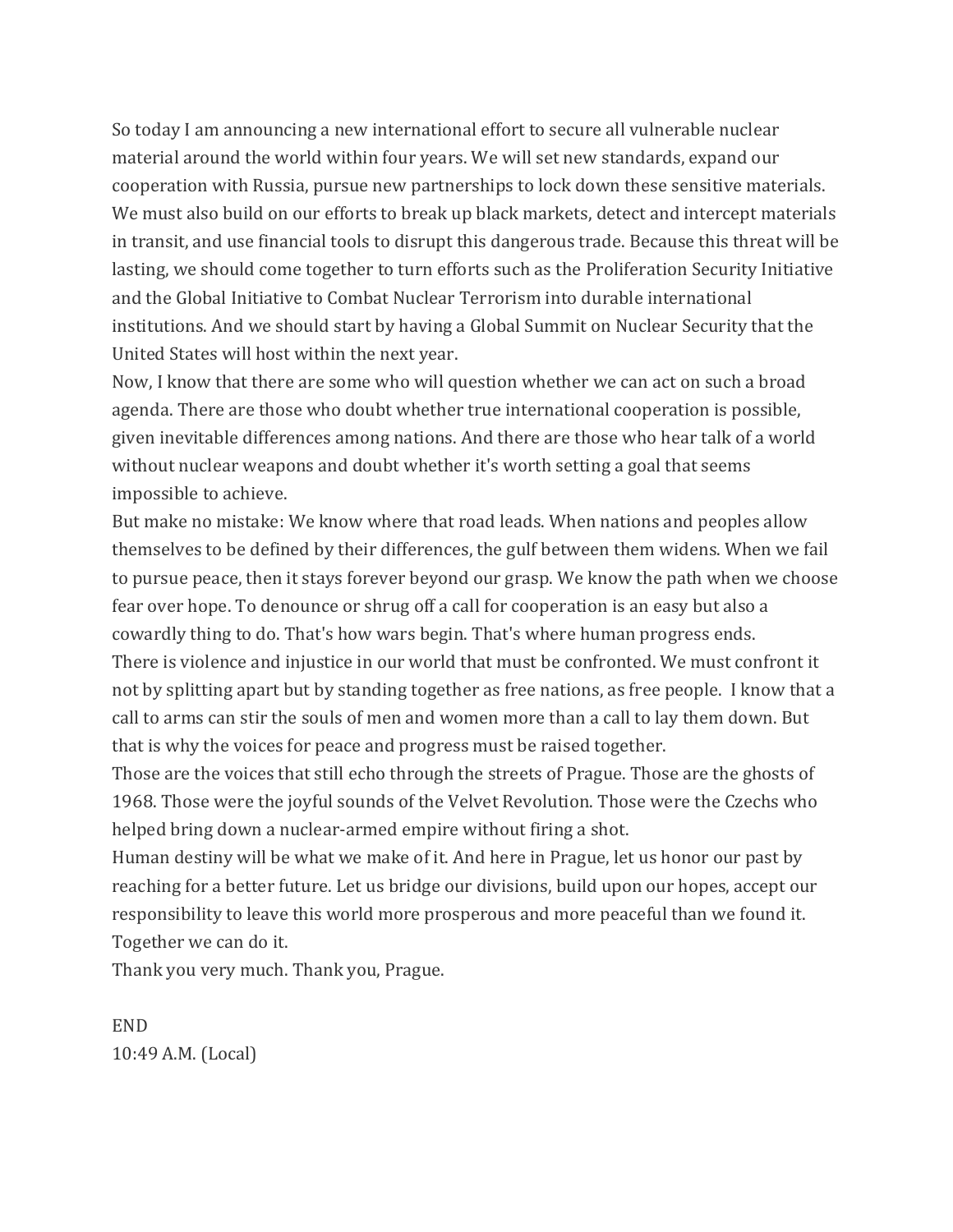So today I am announcing a new international effort to secure all vulnerable nuclear material around the world within four years. We will set new standards, expand our cooperation with Russia, pursue new partnerships to lock down these sensitive materials. We must also build on our efforts to break up black markets, detect and intercept materials in transit, and use financial tools to disrupt this dangerous trade. Because this threat will be lasting, we should come together to turn efforts such as the Proliferation Security Initiative and the Global Initiative to Combat Nuclear Terrorism into durable international institutions. And we should start by having a Global Summit on Nuclear Security that the United States will host within the next year.

Now, I know that there are some who will question whether we can act on such a broad agenda. There are those who doubt whether true international cooperation is possible, given inevitable differences among nations. And there are those who hear talk of a world without nuclear weapons and doubt whether it's worth setting a goal that seems impossible to achieve.

But make no mistake: We know where that road leads. When nations and peoples allow themselves to be defined by their differences, the gulf between them widens. When we fail to pursue peace, then it stays forever beyond our grasp. We know the path when we choose fear over hope. To denounce or shrug off a call for cooperation is an easy but also a cowardly thing to do. That's how wars begin. That's where human progress ends.

There is violence and injustice in our world that must be confronted. We must confront it not by splitting apart but by standing together as free nations, as free people. I know that a call to arms can stir the souls of men and women more than a call to lay them down. But that is why the voices for peace and progress must be raised together.

Those are the voices that still echo through the streets of Prague. Those are the ghosts of 1968. Those were the joyful sounds of the Velvet Revolution. Those were the Czechs who helped bring down a nuclear-armed empire without firing a shot.

Human destiny will be what we make of it. And here in Prague, let us honor our past by reaching for a better future. Let us bridge our divisions, build upon our hopes, accept our responsibility to leave this world more prosperous and more peaceful than we found it. Together we can do it.

Thank you very much. Thank you, Prague.

END

10:49 A.M. (Local)